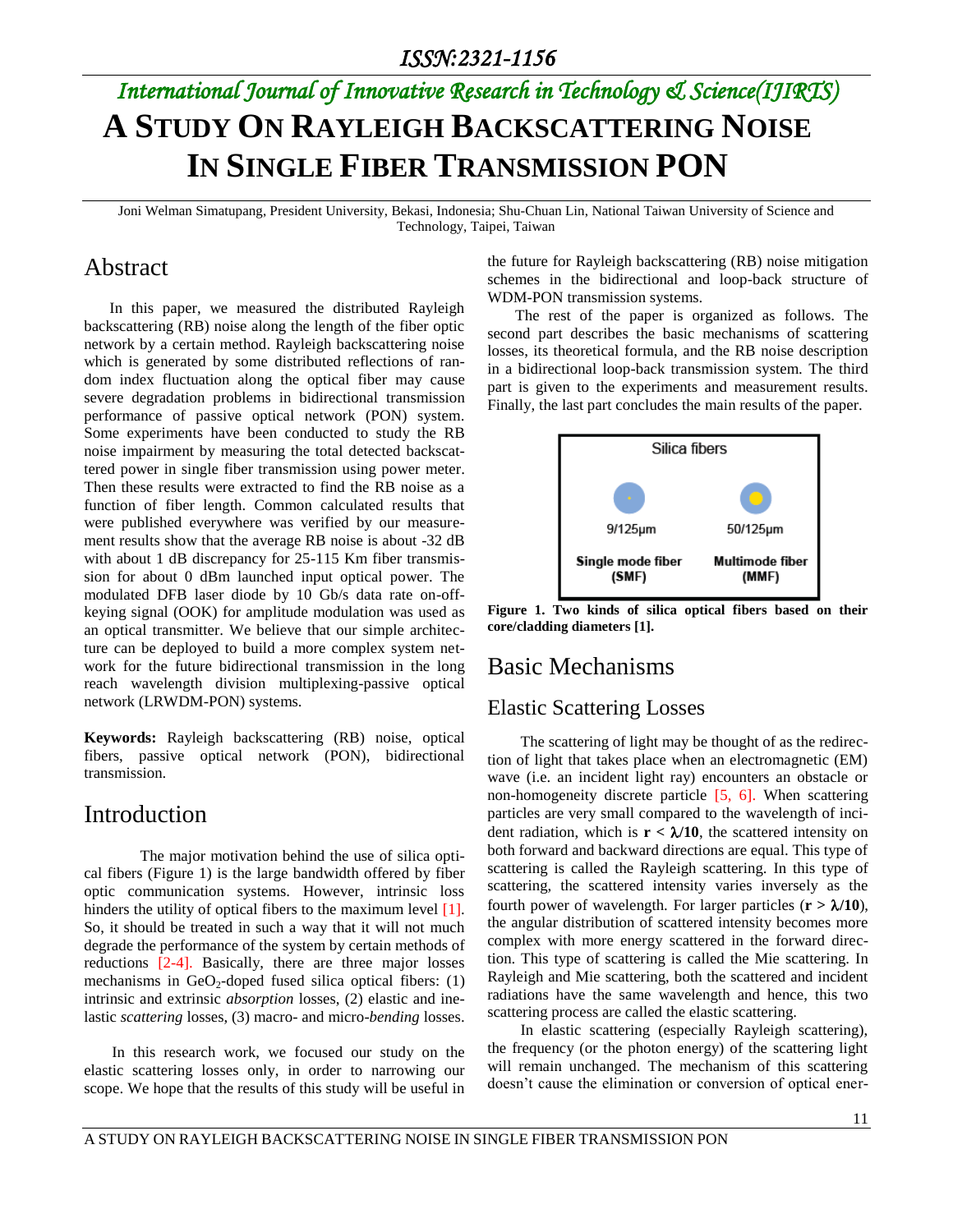# A STUDY ON RAYLEIGH BACKSCATTERING NOISE IN SINGLE FIBER TRANSMISSION PON

Joni Welman Simatupang, President University, Bekasi, Indonesia; Shu-Chuan Lin, National Taiwan University of Science and Technology, Taipei, Taiwan

## Abstract

In this paper, we measured the distributed Rayleigh backscattering (RB) noise along the length of the fiber optic network by a certain method. Rayleigh backscattering noise which is generated by some distributed reflections of random index fluctuation along the optical fiber may cause severe degradation problems in bidirectional transmission performance of passive optical network (PON) system. Some experiments have been conducted to study the RB noise impairment by measuring the total detected backscattered power in single fiber transmission using power meter. Then these results were extracted to find the RB noise as a function of fiber length. Common calculated results that were published everywhere was verified by our measurement results show that the average RB noise is about -32 dB with about 1 dB discrepancy for 25-115 Km fiber transmission for about 0 dBm launched input optical power. The modulated DFB laser diode by 10 Gb/s data rate on-off-keying signal (OOK) for amplitude modulation was used as an optical transmitter. We believe that our simple architecture can be deployed to build a more complex system network for the future bidirectional transmission in the long reach wavelength division multiplexing-passive optical network (LRWDM-PON) systems.

**Keywords:** Rayleigh backscattering (RB) noise, optical fibers, passive optical network (PON), bidirectional transmission.

## Introduction

The major motivation behind the use of silica optical fibers (Figure 1) is the large bandwidth offered by fiber optic communication systems. However, intrinsic loss hinders the utility of optical fibers to the maximum level [1]. So, it should be treated in such a way that it will not much degrade the performance of the system by certain methods of reductions [2-4]. Basically, there are three major losses mechanisms in $GeO_2$-doped fused silica optical fibers: (1) intrinsic and extrinsic *absorption* losses, (2) elastic and inelastic *scattering* losses, (3) macro- and micro-*bending* losses.

In this research work, we focused our study on the elastic scattering losses only, in order to narrowing our scope. We hope that the results of this study will be useful in the future for Rayleigh backscattering (RB) noise mitigation schemes in the bidirectional and loop-back structure of WDM-PON transmission systems.

The rest of the paper is organized as follows. The second part describes the basic mechanisms of scattering losses, its theoretical formula, and the RB noise description in a bidirectional loop-back transmission system. The third part is given to the experiments and measurement results. Finally, the last part concludes the main results of the paper.

Silica fibers

9/125µm — Single mode fiber (SMF)

50/125µm — Multimode fiber (MMF)

**Figure 1. Two kinds of silica optical fibers based on their core/cladding diameters [1].**

## Basic Mechanisms

### Elastic Scattering Losses

The scattering of light may be thought of as the redirection of light that takes place when an electromagnetic (EM) wave (i.e. an incident light ray) encounters an obstacle or non-homogeneity discrete particle [5, 6]. When scattering particles are very small compared to the wavelength of incident radiation, which is $\mathbf{r} < \boldsymbol{\lambda}/\mathbf{10}$, the scattered intensity on both forward and backward directions are equal. This type of scattering is called the Rayleigh scattering. In this type of scattering, the scattered intensity varies inversely as the fourth power of wavelength. For larger particles ($\mathbf{r} > \boldsymbol{\lambda}/\mathbf{10}$), the angular distribution of scattered intensity becomes more complex with more energy scattered in the forward direction. This type of scattering is called the Mie scattering. In Rayleigh and Mie scattering, both the scattered and incident radiations have the same wavelength and hence, this two scattering process are called the elastic scattering.

In elastic scattering (especially Rayleigh scattering), the frequency (or the photon energy) of the scattering light will remain unchanged. The mechanism of this scattering doesn't cause the elimination or conversion of optical ener-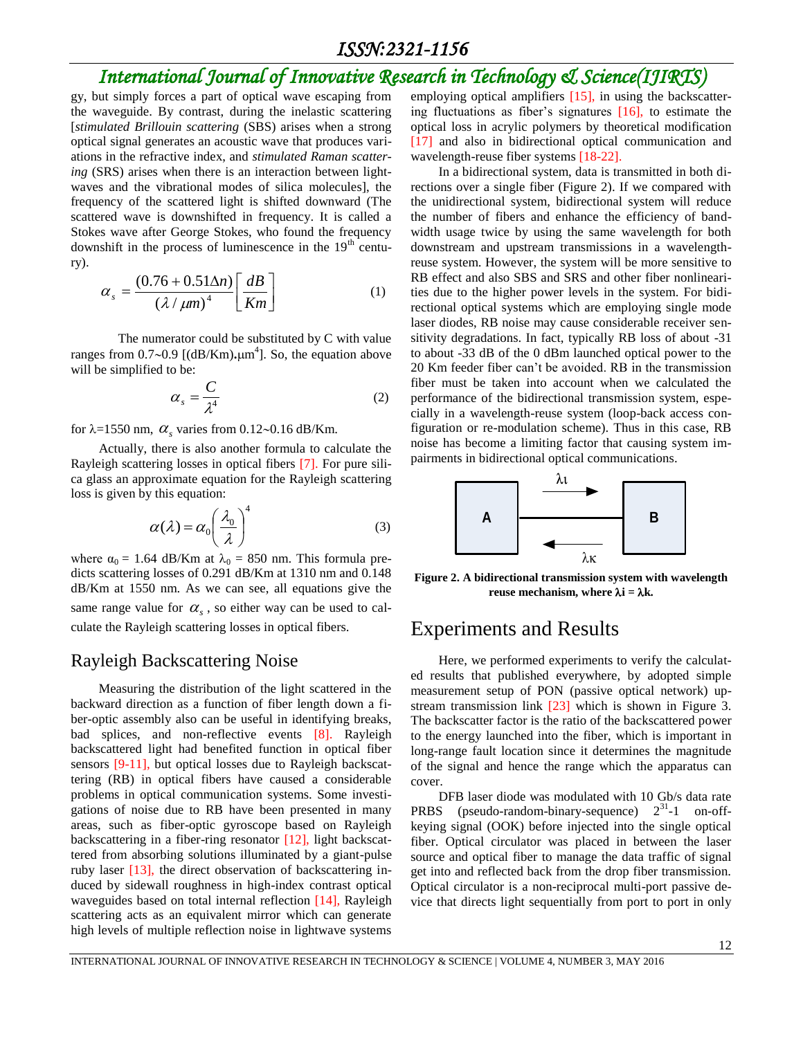gy, but simply forces a part of optical wave escaping from the waveguide. By contrast, during the inelastic scattering [*stimulated Brillouin scattering* (SBS) arises when a strong optical signal generates an acoustic wave that produces variations in the refractive index, and *stimulated Raman scattering* (SRS) arises when there is an interaction between lightwaves and the vibrational modes of silica molecules], the frequency of the scattered light is shifted downward (The scattered wave is downshifted in frequency. It is called a Stokes wave after George Stokes, who found the frequency downshift in the process of luminescence in the 19th century).

$$\alpha_s = \frac{(0.76 + 0.51\Delta n)}{(\lambda / \mu m)^4}\left[\frac{dB}{Km}\right] \qquad (1)$$

The numerator could be substituted by C with value ranges from 0.7~0.9 [(dB/Km).$\mu m^4$]. So, the equation above will be simplified to be:

$$\alpha_s = \frac{C}{\lambda^4} \qquad (2)$$

for λ=1550 nm, $\alpha_s$ varies from 0.12~0.16 dB/Km.

Actually, there is also another formula to calculate the Rayleigh scattering losses in optical fibers [7]. For pure silica glass an approximate equation for the Rayleigh scattering loss is given by this equation:

$$\alpha(\lambda) = \alpha_0 \left(\frac{\lambda_0}{\lambda}\right)^4 \qquad (3)$$

where $\alpha_0$ = 1.64 dB/Km at $\lambda_0$ = 850 nm. This formula predicts scattering losses of 0.291 dB/Km at 1310 nm and 0.148 dB/Km at 1550 nm. As we can see, all equations give the same range value for $\alpha_s$, so either way can be used to calculate the Rayleigh scattering losses in optical fibers.

## Rayleigh Backscattering Noise

Measuring the distribution of the light scattered in the backward direction as a function of fiber length down a fiber-optic assembly also can be useful in identifying breaks, bad splices, and non-reflective events [8]. Rayleigh backscattered light had benefited function in optical fiber sensors [9-11], but optical losses due to Rayleigh backscattering (RB) in optical fibers have caused a considerable problems in optical communication systems. Some investigations of noise due to RB have been presented in many areas, such as fiber-optic gyroscope based on Rayleigh backscattering in a fiber-ring resonator [12], light backscattered from absorbing solutions illuminated by a giant-pulse ruby laser [13], the direct observation of backscattering induced by sidewall roughness in high-index contrast optical waveguides based on total internal reflection [14], Rayleigh scattering acts as an equivalent mirror which can generate high levels of multiple reflection noise in lightwave systems employing optical amplifiers [15], in using the backscattering fluctuations as fiber's signatures [16], to estimate the optical loss in acrylic polymers by theoretical modification [17] and also in bidirectional optical communication and wavelength-reuse fiber systems [18-22].

In a bidirectional system, data is transmitted in both directions over a single fiber (Figure 2). If we compared with the unidirectional system, bidirectional system will reduce the number of fibers and enhance the efficiency of bandwidth usage twice by using the same wavelength for both downstream and upstream transmissions in a wavelength-reuse system. However, the system will be more sensitive to RB effect and also SBS and SRS and other fiber nonlinearities due to the higher power levels in the system. For bidirectional optical systems which are employing single mode laser diodes, RB noise may cause considerable receiver sensitivity degradations. In fact, typically RB loss of about -31 to about -33 dB of the 0 dBm launched optical power to the 20 Km feeder fiber can't be avoided. RB in the transmission fiber must be taken into account when we calculated the performance of the bidirectional transmission system, especially in a wavelength-reuse system (loop-back access configuration or re-modulation scheme). Thus in this case, RB noise has become a limiting factor that causing system impairments in bidirectional optical communications.

**Figure 2. A bidirectional transmission system with wavelength reuse mechanism, where λi = λk.**

## Experiments and Results

Here, we performed experiments to verify the calculated results that published everywhere, by adopted simple measurement setup of PON (passive optical network) upstream transmission link [23] which is shown in Figure 3. The backscatter factor is the ratio of the backscattered power to the energy launched into the fiber, which is important in long-range fault location since it determines the magnitude of the signal and hence the range which the apparatus can cover.

DFB laser diode was modulated with 10 Gb/s data rate PRBS (pseudo-random-binary-sequence) $2^{31}$-1 on-off-keying signal (OOK) before injected into the single optical fiber. Optical circulator was placed in between the laser source and optical fiber to manage the data traffic of signal get into and reflected back from the drop fiber transmission. Optical circulator is a non-reciprocal multi-port passive device that directs light sequentially from port to port in only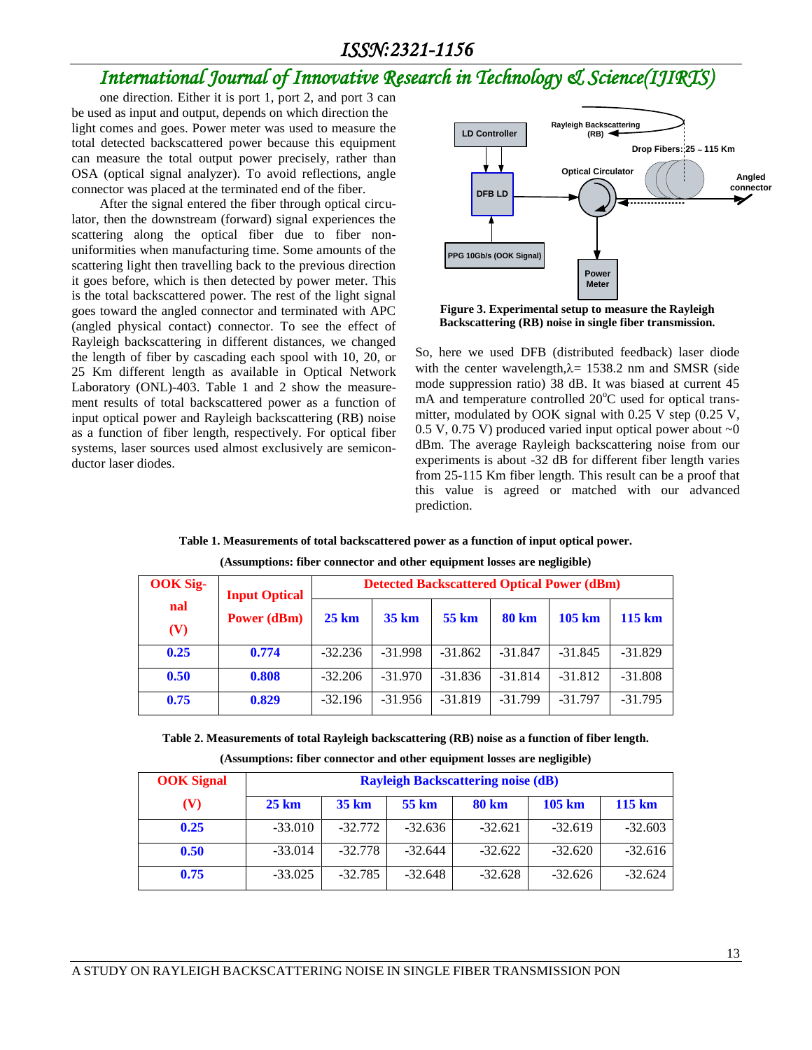one direction. Either it is port 1, port 2, and port 3 can be used as input and output, depends on which direction the light comes and goes. Power meter was used to measure the total detected backscattered power because this equipment can measure the total output power precisely, rather than OSA (optical signal analyzer). To avoid reflections, angle connector was placed at the terminated end of the fiber.

After the signal entered the fiber through optical circulator, then the downstream (forward) signal experiences the scattering along the optical fiber due to fiber non-uniformities when manufacturing time. Some amounts of the scattering light then travelling back to the previous direction it goes before, which is then detected by power meter. This is the total backscattered power. The rest of the light signal goes toward the angled connector and terminated with APC (angled physical contact) connector. To see the effect of Rayleigh backscattering in different distances, we changed the length of fiber by cascading each spool with 10, 20, or 25 Km different length as available in Optical Network Laboratory (ONL)-403. Table 1 and 2 show the measurement results of total backscattered power as a function of input optical power and Rayleigh backscattering (RB) noise as a function of fiber length, respectively. For optical fiber systems, laser sources used almost exclusively are semiconductor laser diodes.

**Figure 3. Experimental setup to measure the Rayleigh Backscattering (RB) noise in single fiber transmission.**

So, here we used DFB (distributed feedback) laser diode with the center wavelength, $\lambda$= 1538.2 nm and SMSR (side mode suppression ratio) 38 dB. It was biased at current 45 mA and temperature controlled 20$^{o}$C used for optical transmitter, modulated by OOK signal with 0.25 V step (0.25 V, 0.5 V, 0.75 V) produced varied input optical power about ~0 dBm. The average Rayleigh backscattering noise from our experiments is about -32 dB for different fiber length varies from 25-115 Km fiber length. This result can be a proof that this value is agreed or matched with our advanced prediction.

**Table 1. Measurements of total backscattered power as a function of input optical power.**

**(Assumptions: fiber connector and other equipment losses are negligible)**

| OOK Signal (V) | Input Optical Power (dBm) | Detected Backscattered Optical Power (dBm) | | | | | |
|---|---|---|---|---|---|---|---|
| | | 25 km | 35 km | 55 km | 80 km | 105 km | 115 km |
| **0.25** | **0.774** | -32.236 | -31.998 | -31.862 | -31.847 | -31.845 | -31.829 |
| **0.50** | **0.808** | -32.206 | -31.970 | -31.836 | -31.814 | -31.812 | -31.808 |
| **0.75** | **0.829** | -32.196 | -31.956 | -31.819 | -31.799 | -31.797 | -31.795 |

**Table 2. Measurements of total Rayleigh backscattering (RB) noise as a function of fiber length.**

**(Assumptions: fiber connector and other equipment losses are negligible)**

| OOK Signal (V) | Rayleigh Backscattering noise (dB) | | | | | |
|---|---|---|---|---|---|---|
| | 25 km | 35 km | 55 km | 80 km | 105 km | 115 km |
| **0.25** | -33.010 | -32.772 | -32.636 | -32.621 | -32.619 | -32.603 |
| **0.50** | -33.014 | -32.778 | -32.644 | -32.622 | -32.620 | -32.616 |
| **0.75** | -33.025 | -32.785 | -32.648 | -32.628 | -32.626 | -32.624 |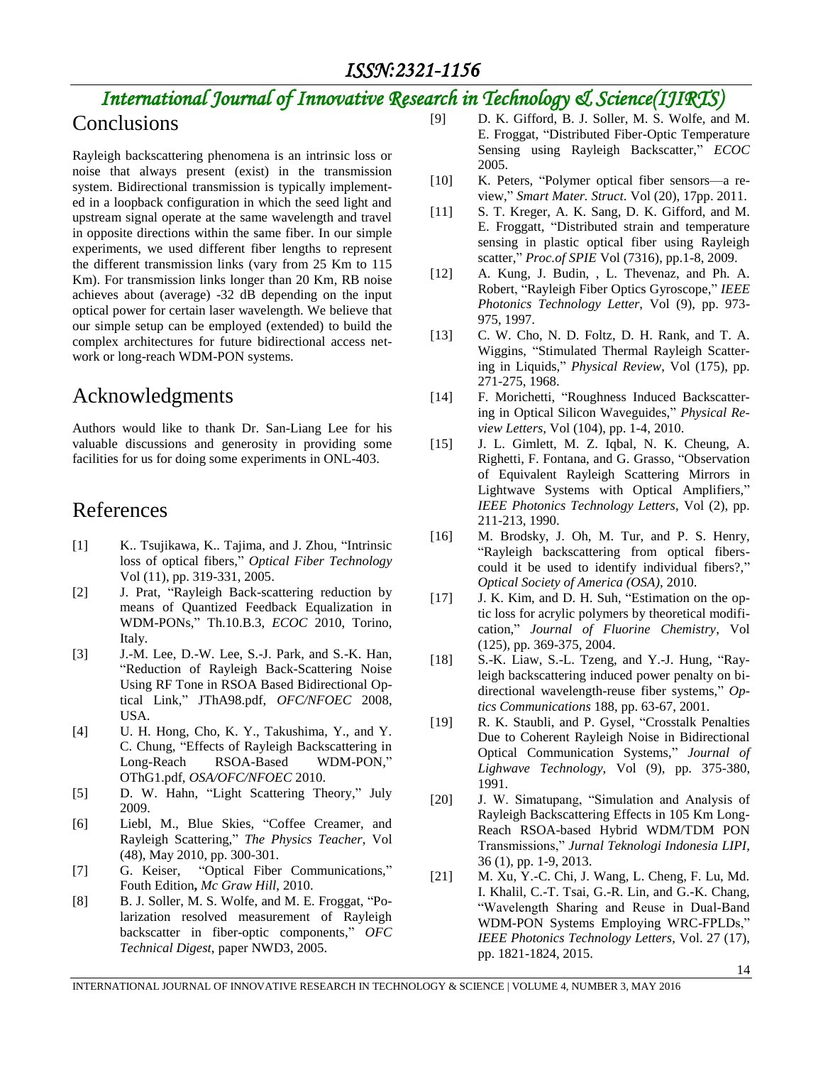## Conclusions

Rayleigh backscattering phenomena is an intrinsic loss or noise that always present (exist) in the transmission system. Bidirectional transmission is typically implemented in a loopback configuration in which the seed light and upstream signal operate at the same wavelength and travel in opposite directions within the same fiber. In our simple experiments, we used different fiber lengths to represent the different transmission links (vary from 25 Km to 115 Km). For transmission links longer than 20 Km, RB noise achieves about (average) -32 dB depending on the input optical power for certain laser wavelength. We believe that our simple setup can be employed (extended) to build the complex architectures for future bidirectional access network or long-reach WDM-PON systems.

## Acknowledgments

Authors would like to thank Dr. San-Liang Lee for his valuable discussions and generosity in providing some facilities for us for doing some experiments in ONL-403.

## References

[1] K.. Tsujikawa, K.. Tajima, and J. Zhou, "Intrinsic loss of optical fibers," *Optical Fiber Technology* Vol (11), pp. 319-331, 2005.

[2] J. Prat, "Rayleigh Back-scattering reduction by means of Quantized Feedback Equalization in WDM-PONs," Th.10.B.3, *ECOC* 2010, Torino, Italy.

[3] J.-M. Lee, D.-W. Lee, S.-J. Park, and S.-K. Han, "Reduction of Rayleigh Back-Scattering Noise Using RF Tone in RSOA Based Bidirectional Optical Link," JThA98.pdf, *OFC/NFOEC* 2008, USA.

[4] U. H. Hong, Cho, K. Y., Takushima, Y., and Y. C. Chung, "Effects of Rayleigh Backscattering in Long-Reach RSOA-Based WDM-PON," OThG1.pdf, *OSA/OFC/NFOEC* 2010.

[5] D. W. Hahn, "Light Scattering Theory," July 2009.

[6] Liebl, M., Blue Skies, "Coffee Creamer, and Rayleigh Scattering," *The Physics Teacher*, Vol (48), May 2010, pp. 300-301.

[7] G. Keiser, "Optical Fiber Communications," Fouth Edition**,** *Mc Graw Hill*, 2010.

[8] B. J. Soller, M. S. Wolfe, and M. E. Froggat, "Polarization resolved measurement of Rayleigh backscatter in fiber-optic components," *OFC Technical Digest*, paper NWD3, 2005.

[9] D. K. Gifford, B. J. Soller, M. S. Wolfe, and M. E. Froggat, "Distributed Fiber-Optic Temperature Sensing using Rayleigh Backscatter," *ECOC* 2005.

[10] K. Peters, "Polymer optical fiber sensors—a review," *Smart Mater. Struct*. Vol (20), 17pp. 2011.

[11] S. T. Kreger, A. K. Sang, D. K. Gifford, and M. E. Froggatt, "Distributed strain and temperature sensing in plastic optical fiber using Rayleigh scatter," *Proc.of SPIE* Vol (7316), pp.1-8, 2009.

[12] A. Kung, J. Budin, , L. Thevenaz, and Ph. A. Robert, "Rayleigh Fiber Optics Gyroscope," *IEEE Photonics Technology Letter*, Vol (9), pp. 973-975, 1997.

[13] C. W. Cho, N. D. Foltz, D. H. Rank, and T. A. Wiggins, "Stimulated Thermal Rayleigh Scattering in Liquids," *Physical Review*, Vol (175), pp. 271-275, 1968.

[14] F. Morichetti, "Roughness Induced Backscattering in Optical Silicon Waveguides," *Physical Review Letters*, Vol (104), pp. 1-4, 2010.

[15] J. L. Gimlett, M. Z. Iqbal, N. K. Cheung, A. Righetti, F. Fontana, and G. Grasso, "Observation of Equivalent Rayleigh Scattering Mirrors in Lightwave Systems with Optical Amplifiers," *IEEE Photonics Technology Letters*, Vol (2), pp. 211-213, 1990.

[16] M. Brodsky, J. Oh, M. Tur, and P. S. Henry, "Rayleigh backscattering from optical fibers-could it be used to identify individual fibers?," *Optical Society of America (OSA)*, 2010.

[17] J. K. Kim, and D. H. Suh, "Estimation on the optic loss for acrylic polymers by theoretical modification," *Journal of Fluorine Chemistry*, Vol (125), pp. 369-375, 2004.

[18] S.-K. Liaw, S.-L. Tzeng, and Y.-J. Hung, "Rayleigh backscattering induced power penalty on bidirectional wavelength-reuse fiber systems," *Optics Communications* 188, pp. 63-67, 2001.

[19] R. K. Staubli, and P. Gysel, "Crosstalk Penalties Due to Coherent Rayleigh Noise in Bidirectional Optical Communication Systems," *Journal of Lighwave Technology*, Vol (9), pp. 375-380, 1991.

[20] J. W. Simatupang, "Simulation and Analysis of Rayleigh Backscattering Effects in 105 Km Long-Reach RSOA-based Hybrid WDM/TDM PON Transmissions," *Jurnal Teknologi Indonesia LIPI*, 36 (1), pp. 1-9, 2013.

[21] M. Xu, Y.-C. Chi, J. Wang, L. Cheng, F. Lu, Md. I. Khalil, C.-T. Tsai, G.-R. Lin, and G.-K. Chang, "Wavelength Sharing and Reuse in Dual-Band WDM-PON Systems Employing WRC-FPLDs," *IEEE Photonics Technology Letters*, Vol. 27 (17), pp. 1821-1824, 2015.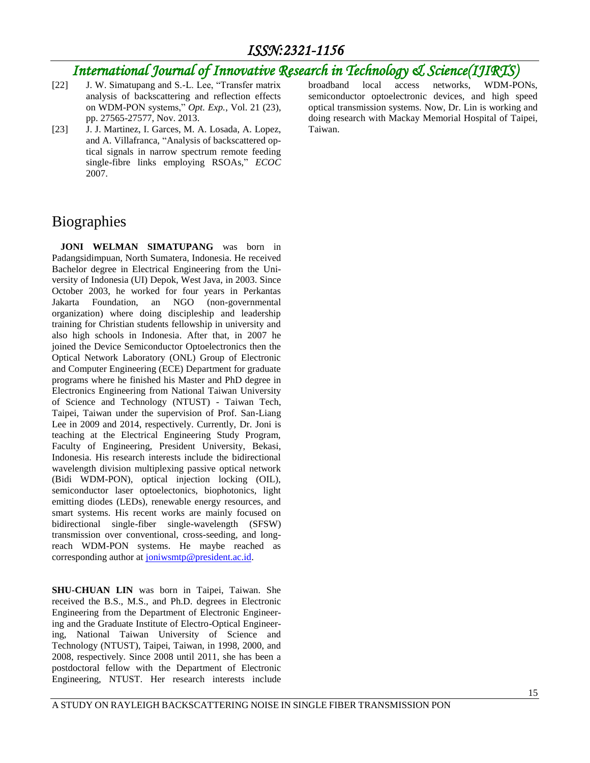[22] J. W. Simatupang and S.-L. Lee, “Transfer matrix analysis of backscattering and reflection effects on WDM-PON systems,” *Opt. Exp.*, Vol. 21 (23), pp. 27565-27577, Nov. 2013.

[23] J. J. Martinez, I. Garces, M. A. Losada, A. Lopez, and A. Villafranca, “Analysis of backscattered optical signals in narrow spectrum remote feeding single-fibre links employing RSOAs,” *ECOC* 2007.

# Biographies

**JONI WELMAN SIMATUPANG** was born in Padangsidimpuan, North Sumatera, Indonesia. He received Bachelor degree in Electrical Engineering from the University of Indonesia (UI) Depok, West Java, in 2003. Since October 2003, he worked for four years in Perkantas Jakarta Foundation, an NGO (non-governmental organization) where doing discipleship and leadership training for Christian students fellowship in university and also high schools in Indonesia. After that, in 2007 he joined the Device Semiconductor Optoelectronics then the Optical Network Laboratory (ONL) Group of Electronic and Computer Engineering (ECE) Department for graduate programs where he finished his Master and PhD degree in Electronics Engineering from National Taiwan University of Science and Technology (NTUST) - Taiwan Tech, Taipei, Taiwan under the supervision of Prof. San-Liang Lee in 2009 and 2014, respectively. Currently, Dr. Joni is teaching at the Electrical Engineering Study Program, Faculty of Engineering, President University, Bekasi, Indonesia. His research interests include the bidirectional wavelength division multiplexing passive optical network (Bidi WDM-PON), optical injection locking (OIL), semiconductor laser optoelectonics, biophotonics, light emitting diodes (LEDs), renewable energy resources, and smart systems. His recent works are mainly focused on bidirectional single-fiber single-wavelength (SFSW) transmission over conventional, cross-seeding, and long-reach WDM-PON systems. He maybe reached as corresponding author at joniwsmtp@president.ac.id.

**SHU-CHUAN LIN** was born in Taipei, Taiwan. She received the B.S., M.S., and Ph.D. degrees in Electronic Engineering from the Department of Electronic Engineering and the Graduate Institute of Electro-Optical Engineering, National Taiwan University of Science and Technology (NTUST), Taipei, Taiwan, in 1998, 2000, and 2008, respectively. Since 2008 until 2011, she has been a postdoctoral fellow with the Department of Electronic Engineering, NTUST. Her research interests include broadband local access networks, WDM-PONs, semiconductor optoelectronic devices, and high speed optical transmission systems. Now, Dr. Lin is working and doing research with Mackay Memorial Hospital of Taipei, Taiwan.